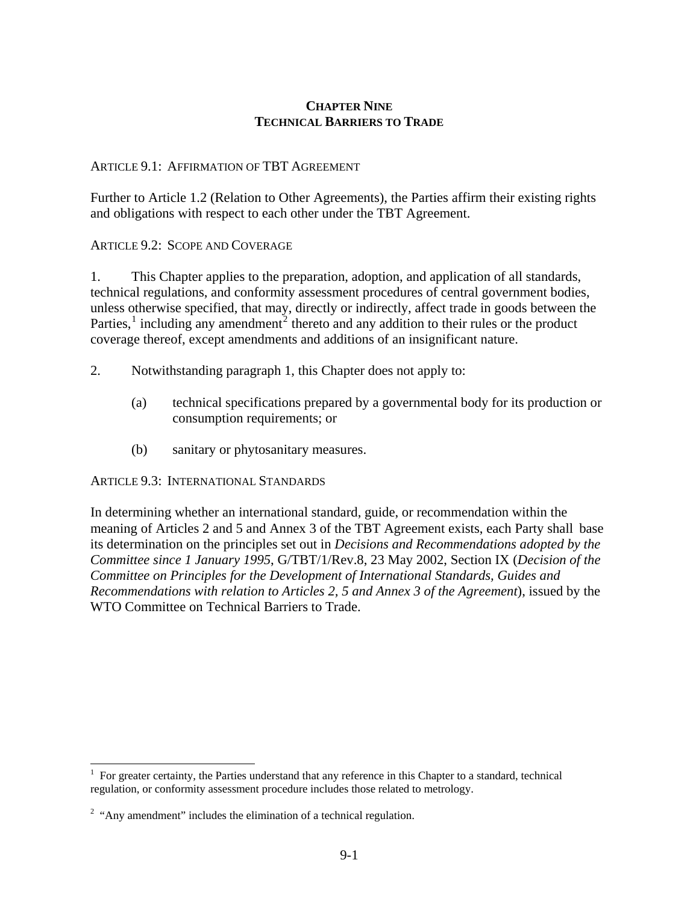# CHAPTER NINE
# TECHNICAL BARRIERS TO TRADE

ARTICLE 9.1: AFFIRMATION OF TBT AGREEMENT

Further to Article 1.2 (Relation to Other Agreements), the Parties affirm their existing rights and obligations with respect to each other under the TBT Agreement.

ARTICLE 9.2: SCOPE AND COVERAGE

1. This Chapter applies to the preparation, adoption, and application of all standards, technical regulations, and conformity assessment procedures of central government bodies, unless otherwise specified, that may, directly or indirectly, affect trade in goods between the Parties,[1] including any amendment[2] thereto and any addition to their rules or the product coverage thereof, except amendments and additions of an insignificant nature.

2. Notwithstanding paragraph 1, this Chapter does not apply to:

(a) technical specifications prepared by a governmental body for its production or consumption requirements; or

(b) sanitary or phytosanitary measures.

ARTICLE 9.3: INTERNATIONAL STANDARDS

In determining whether an international standard, guide, or recommendation within the meaning of Articles 2 and 5 and Annex 3 of the TBT Agreement exists, each Party shall base its determination on the principles set out in *Decisions and Recommendations adopted by the Committee since 1 January 1995*, G/TBT/1/Rev.8, 23 May 2002, Section IX (*Decision of the Committee on Principles for the Development of International Standards, Guides and Recommendations with relation to Articles 2, 5 and Annex 3 of the Agreement*), issued by the WTO Committee on Technical Barriers to Trade.

---

[1] For greater certainty, the Parties understand that any reference in this Chapter to a standard, technical regulation, or conformity assessment procedure includes those related to metrology.

[2] "Any amendment" includes the elimination of a technical regulation.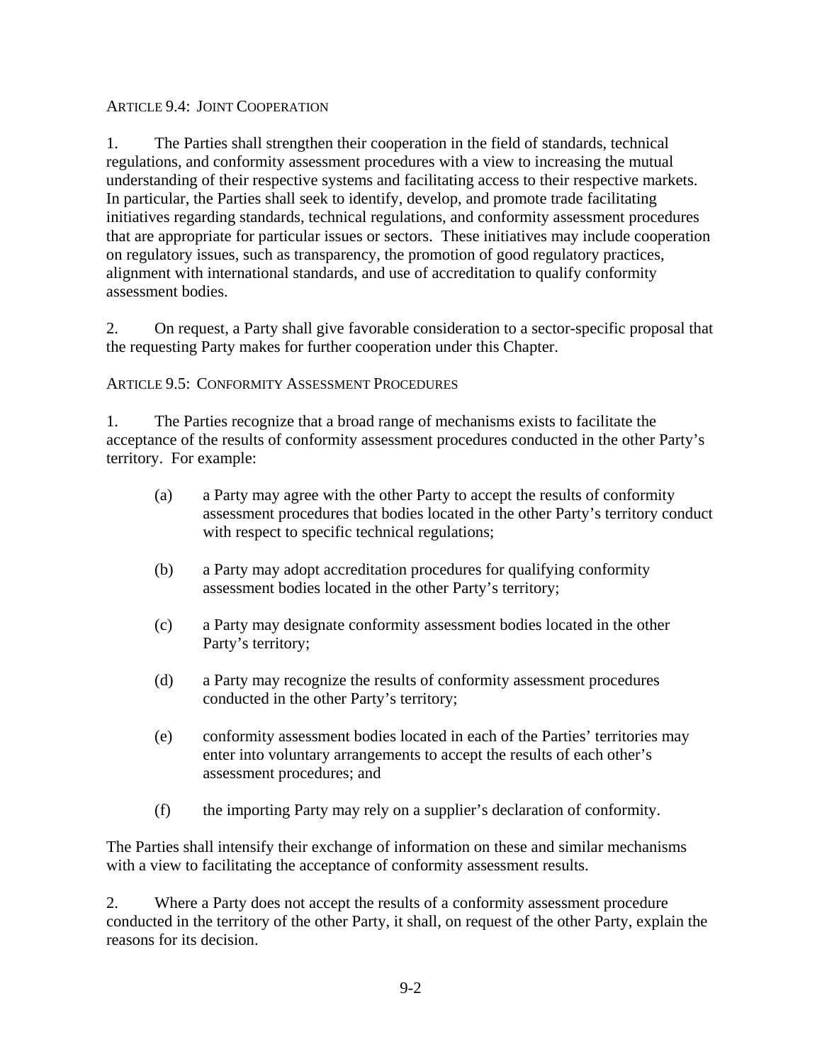### Article 9.4: Joint Cooperation

1. The Parties shall strengthen their cooperation in the field of standards, technical regulations, and conformity assessment procedures with a view to increasing the mutual understanding of their respective systems and facilitating access to their respective markets. In particular, the Parties shall seek to identify, develop, and promote trade facilitating initiatives regarding standards, technical regulations, and conformity assessment procedures that are appropriate for particular issues or sectors. These initiatives may include cooperation on regulatory issues, such as transparency, the promotion of good regulatory practices, alignment with international standards, and use of accreditation to qualify conformity assessment bodies.

2. On request, a Party shall give favorable consideration to a sector-specific proposal that the requesting Party makes for further cooperation under this Chapter.

### Article 9.5: Conformity Assessment Procedures

1. The Parties recognize that a broad range of mechanisms exists to facilitate the acceptance of the results of conformity assessment procedures conducted in the other Party's territory. For example:

   (a) a Party may agree with the other Party to accept the results of conformity assessment procedures that bodies located in the other Party's territory conduct with respect to specific technical regulations;

   (b) a Party may adopt accreditation procedures for qualifying conformity assessment bodies located in the other Party's territory;

   (c) a Party may designate conformity assessment bodies located in the other Party's territory;

   (d) a Party may recognize the results of conformity assessment procedures conducted in the other Party's territory;

   (e) conformity assessment bodies located in each of the Parties' territories may enter into voluntary arrangements to accept the results of each other's assessment procedures; and

   (f) the importing Party may rely on a supplier's declaration of conformity.

The Parties shall intensify their exchange of information on these and similar mechanisms with a view to facilitating the acceptance of conformity assessment results.

2. Where a Party does not accept the results of a conformity assessment procedure conducted in the territory of the other Party, it shall, on request of the other Party, explain the reasons for its decision.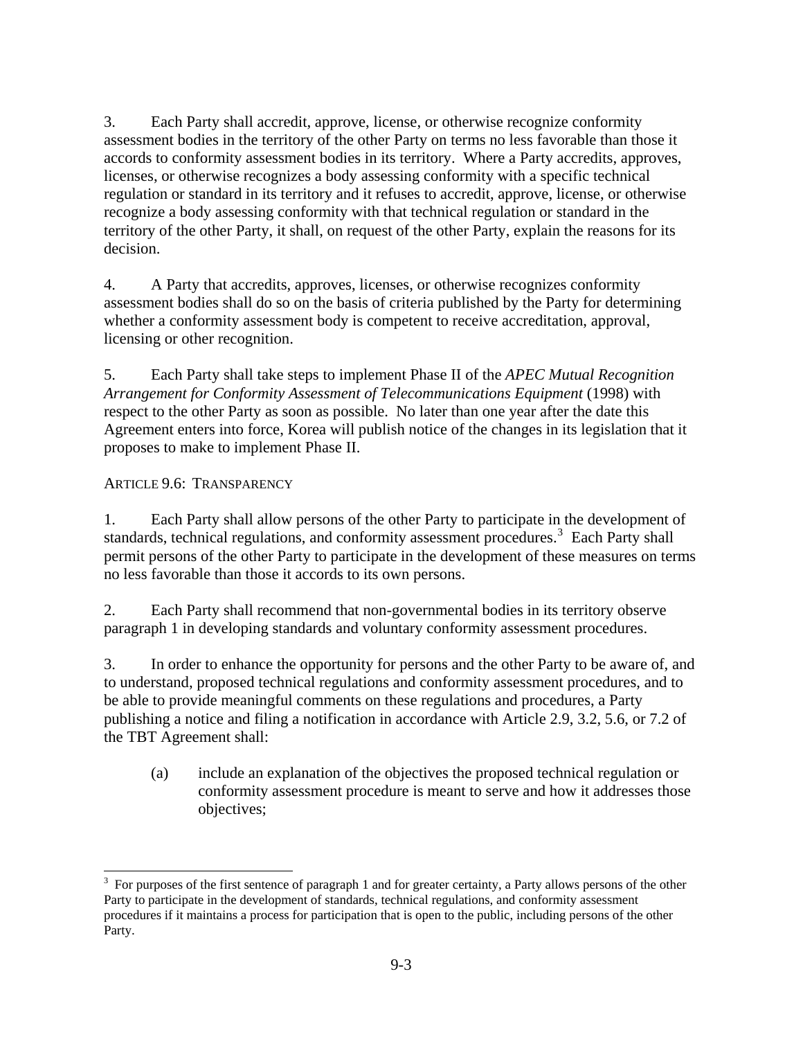3. Each Party shall accredit, approve, license, or otherwise recognize conformity assessment bodies in the territory of the other Party on terms no less favorable than those it accords to conformity assessment bodies in its territory. Where a Party accredits, approves, licenses, or otherwise recognizes a body assessing conformity with a specific technical regulation or standard in its territory and it refuses to accredit, approve, license, or otherwise recognize a body assessing conformity with that technical regulation or standard in the territory of the other Party, it shall, on request of the other Party, explain the reasons for its decision.

4. A Party that accredits, approves, licenses, or otherwise recognizes conformity assessment bodies shall do so on the basis of criteria published by the Party for determining whether a conformity assessment body is competent to receive accreditation, approval, licensing or other recognition.

5. Each Party shall take steps to implement Phase II of the *APEC Mutual Recognition Arrangement for Conformity Assessment of Telecommunications Equipment* (1998) with respect to the other Party as soon as possible. No later than one year after the date this Agreement enters into force, Korea will publish notice of the changes in its legislation that it proposes to make to implement Phase II.

ARTICLE 9.6: TRANSPARENCY

1. Each Party shall allow persons of the other Party to participate in the development of standards, technical regulations, and conformity assessment procedures.[3] Each Party shall permit persons of the other Party to participate in the development of these measures on terms no less favorable than those it accords to its own persons.

2. Each Party shall recommend that non-governmental bodies in its territory observe paragraph 1 in developing standards and voluntary conformity assessment procedures.

3. In order to enhance the opportunity for persons and the other Party to be aware of, and to understand, proposed technical regulations and conformity assessment procedures, and to be able to provide meaningful comments on these regulations and procedures, a Party publishing a notice and filing a notification in accordance with Article 2.9, 3.2, 5.6, or 7.2 of the TBT Agreement shall:

(a) include an explanation of the objectives the proposed technical regulation or conformity assessment procedure is meant to serve and how it addresses those objectives;

---

[3] For purposes of the first sentence of paragraph 1 and for greater certainty, a Party allows persons of the other Party to participate in the development of standards, technical regulations, and conformity assessment procedures if it maintains a process for participation that is open to the public, including persons of the other Party.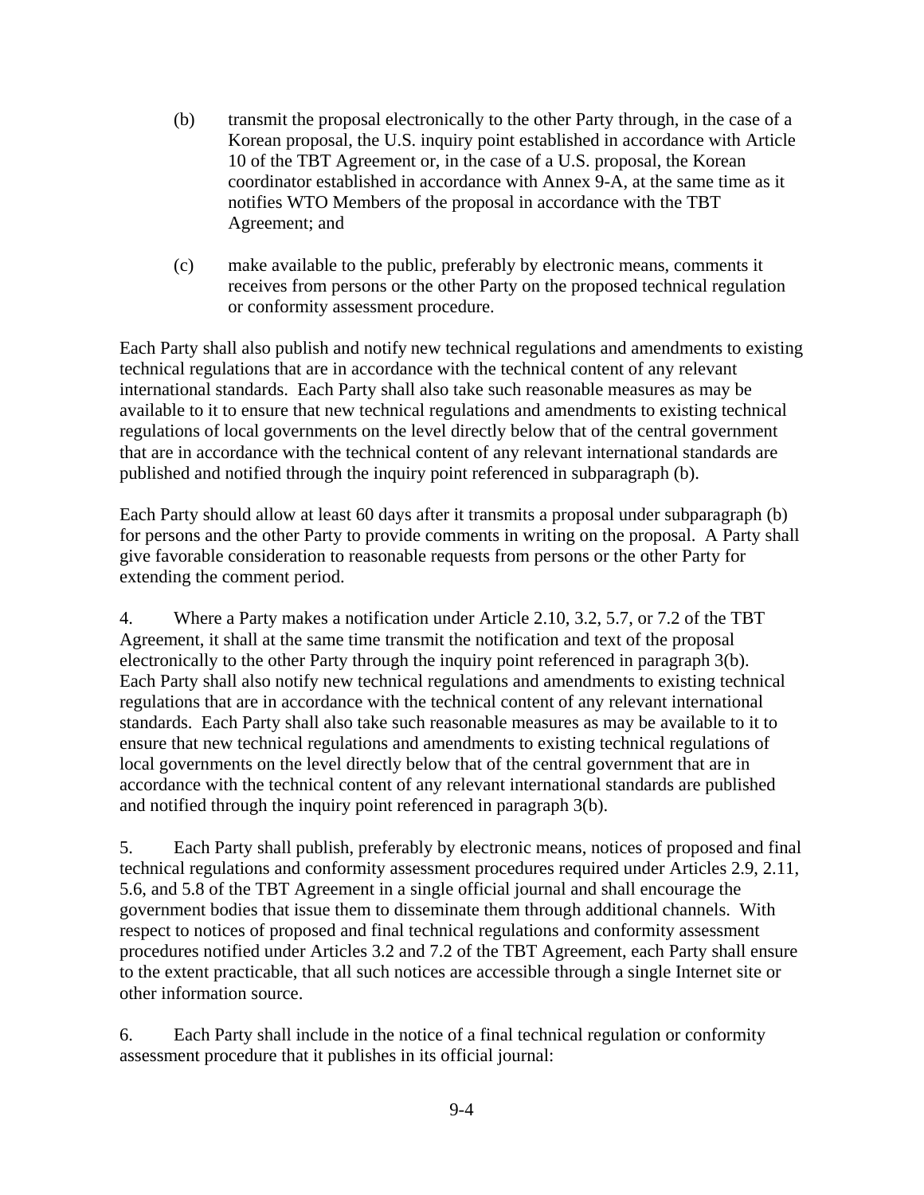(b) transmit the proposal electronically to the other Party through, in the case of a Korean proposal, the U.S. inquiry point established in accordance with Article 10 of the TBT Agreement or, in the case of a U.S. proposal, the Korean coordinator established in accordance with Annex 9-A, at the same time as it notifies WTO Members of the proposal in accordance with the TBT Agreement; and

(c) make available to the public, preferably by electronic means, comments it receives from persons or the other Party on the proposed technical regulation or conformity assessment procedure.

Each Party shall also publish and notify new technical regulations and amendments to existing technical regulations that are in accordance with the technical content of any relevant international standards. Each Party shall also take such reasonable measures as may be available to it to ensure that new technical regulations and amendments to existing technical regulations of local governments on the level directly below that of the central government that are in accordance with the technical content of any relevant international standards are published and notified through the inquiry point referenced in subparagraph (b).

Each Party should allow at least 60 days after it transmits a proposal under subparagraph (b) for persons and the other Party to provide comments in writing on the proposal. A Party shall give favorable consideration to reasonable requests from persons or the other Party for extending the comment period.

4. Where a Party makes a notification under Article 2.10, 3.2, 5.7, or 7.2 of the TBT Agreement, it shall at the same time transmit the notification and text of the proposal electronically to the other Party through the inquiry point referenced in paragraph 3(b). Each Party shall also notify new technical regulations and amendments to existing technical regulations that are in accordance with the technical content of any relevant international standards. Each Party shall also take such reasonable measures as may be available to it to ensure that new technical regulations and amendments to existing technical regulations of local governments on the level directly below that of the central government that are in accordance with the technical content of any relevant international standards are published and notified through the inquiry point referenced in paragraph 3(b).

5. Each Party shall publish, preferably by electronic means, notices of proposed and final technical regulations and conformity assessment procedures required under Articles 2.9, 2.11, 5.6, and 5.8 of the TBT Agreement in a single official journal and shall encourage the government bodies that issue them to disseminate them through additional channels. With respect to notices of proposed and final technical regulations and conformity assessment procedures notified under Articles 3.2 and 7.2 of the TBT Agreement, each Party shall ensure to the extent practicable, that all such notices are accessible through a single Internet site or other information source.

6. Each Party shall include in the notice of a final technical regulation or conformity assessment procedure that it publishes in its official journal: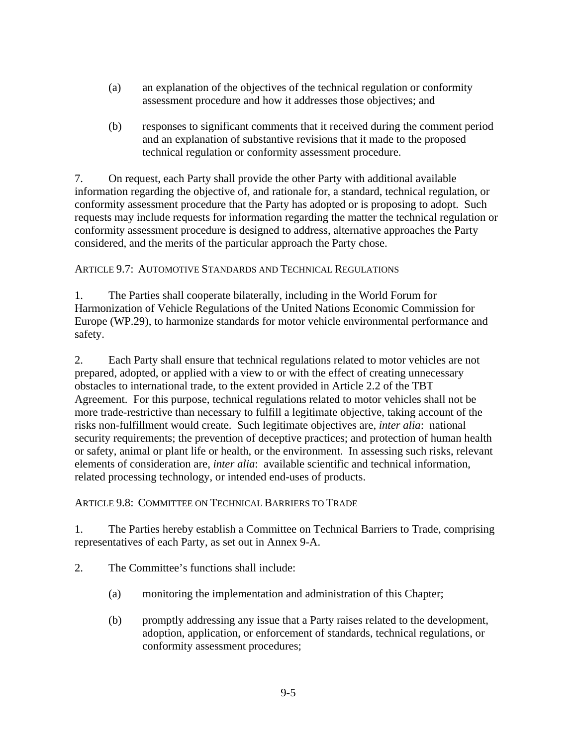(a) an explanation of the objectives of the technical regulation or conformity assessment procedure and how it addresses those objectives; and

(b) responses to significant comments that it received during the comment period and an explanation of substantive revisions that it made to the proposed technical regulation or conformity assessment procedure.

7. On request, each Party shall provide the other Party with additional available information regarding the objective of, and rationale for, a standard, technical regulation, or conformity assessment procedure that the Party has adopted or is proposing to adopt. Such requests may include requests for information regarding the matter the technical regulation or conformity assessment procedure is designed to address, alternative approaches the Party considered, and the merits of the particular approach the Party chose.

### ARTICLE 9.7: AUTOMOTIVE STANDARDS AND TECHNICAL REGULATIONS

1. The Parties shall cooperate bilaterally, including in the World Forum for Harmonization of Vehicle Regulations of the United Nations Economic Commission for Europe (WP.29), to harmonize standards for motor vehicle environmental performance and safety.

2. Each Party shall ensure that technical regulations related to motor vehicles are not prepared, adopted, or applied with a view to or with the effect of creating unnecessary obstacles to international trade, to the extent provided in Article 2.2 of the TBT Agreement. For this purpose, technical regulations related to motor vehicles shall not be more trade-restrictive than necessary to fulfill a legitimate objective, taking account of the risks non-fulfillment would create. Such legitimate objectives are, *inter alia*: national security requirements; the prevention of deceptive practices; and protection of human health or safety, animal or plant life or health, or the environment. In assessing such risks, relevant elements of consideration are, *inter alia*: available scientific and technical information, related processing technology, or intended end-uses of products.

### ARTICLE 9.8: COMMITTEE ON TECHNICAL BARRIERS TO TRADE

1. The Parties hereby establish a Committee on Technical Barriers to Trade, comprising representatives of each Party, as set out in Annex 9-A.

2. The Committee's functions shall include:

(a) monitoring the implementation and administration of this Chapter;

(b) promptly addressing any issue that a Party raises related to the development, adoption, application, or enforcement of standards, technical regulations, or conformity assessment procedures;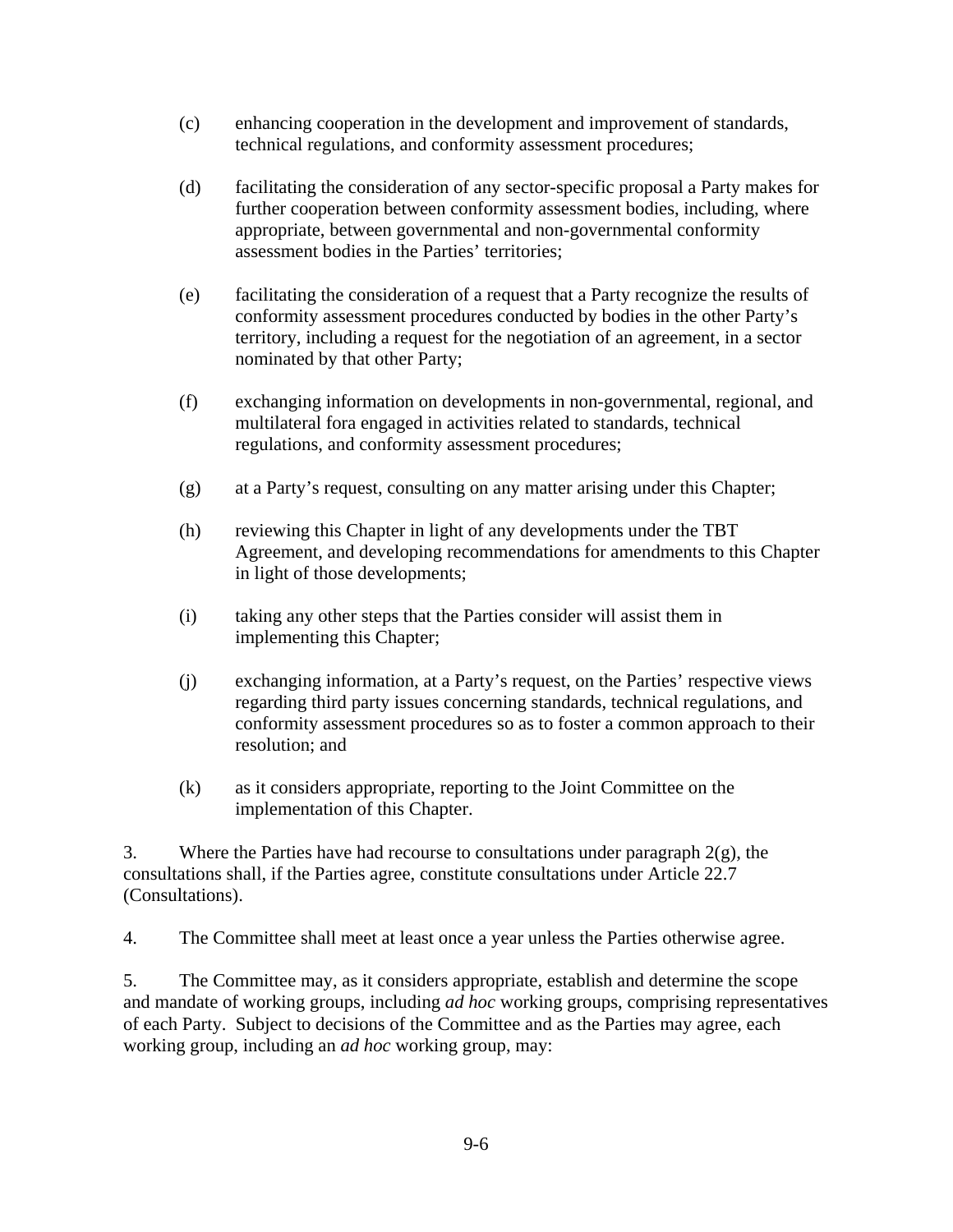(c) enhancing cooperation in the development and improvement of standards, technical regulations, and conformity assessment procedures;

(d) facilitating the consideration of any sector-specific proposal a Party makes for further cooperation between conformity assessment bodies, including, where appropriate, between governmental and non-governmental conformity assessment bodies in the Parties' territories;

(e) facilitating the consideration of a request that a Party recognize the results of conformity assessment procedures conducted by bodies in the other Party's territory, including a request for the negotiation of an agreement, in a sector nominated by that other Party;

(f) exchanging information on developments in non-governmental, regional, and multilateral fora engaged in activities related to standards, technical regulations, and conformity assessment procedures;

(g) at a Party's request, consulting on any matter arising under this Chapter;

(h) reviewing this Chapter in light of any developments under the TBT Agreement, and developing recommendations for amendments to this Chapter in light of those developments;

(i) taking any other steps that the Parties consider will assist them in implementing this Chapter;

(j) exchanging information, at a Party's request, on the Parties' respective views regarding third party issues concerning standards, technical regulations, and conformity assessment procedures so as to foster a common approach to their resolution; and

(k) as it considers appropriate, reporting to the Joint Committee on the implementation of this Chapter.

3. Where the Parties have had recourse to consultations under paragraph 2(g), the consultations shall, if the Parties agree, constitute consultations under Article 22.7 (Consultations).

4. The Committee shall meet at least once a year unless the Parties otherwise agree.

5. The Committee may, as it considers appropriate, establish and determine the scope and mandate of working groups, including *ad hoc* working groups, comprising representatives of each Party. Subject to decisions of the Committee and as the Parties may agree, each working group, including an *ad hoc* working group, may: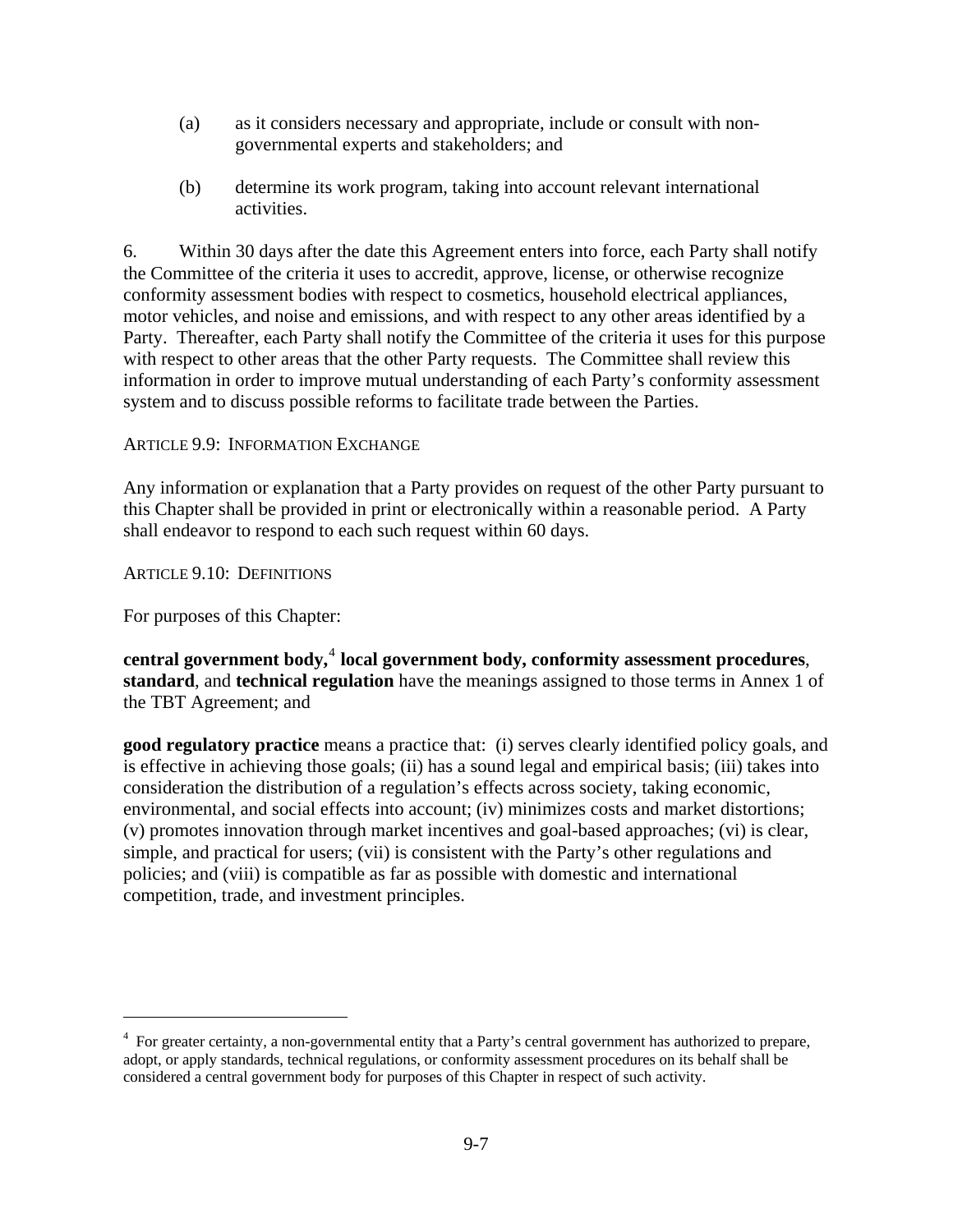(a) as it considers necessary and appropriate, include or consult with non-governmental experts and stakeholders; and

(b) determine its work program, taking into account relevant international activities.

6. Within 30 days after the date this Agreement enters into force, each Party shall notify the Committee of the criteria it uses to accredit, approve, license, or otherwise recognize conformity assessment bodies with respect to cosmetics, household electrical appliances, motor vehicles, and noise and emissions, and with respect to any other areas identified by a Party. Thereafter, each Party shall notify the Committee of the criteria it uses for this purpose with respect to other areas that the other Party requests. The Committee shall review this information in order to improve mutual understanding of each Party's conformity assessment system and to discuss possible reforms to facilitate trade between the Parties.

ARTICLE 9.9: INFORMATION EXCHANGE

Any information or explanation that a Party provides on request of the other Party pursuant to this Chapter shall be provided in print or electronically within a reasonable period. A Party shall endeavor to respond to each such request within 60 days.

ARTICLE 9.10: DEFINITIONS

For purposes of this Chapter:

**central government body,**[4] **local government body, conformity assessment procedures**, **standard**, and **technical regulation** have the meanings assigned to those terms in Annex 1 of the TBT Agreement; and

**good regulatory practice** means a practice that: (i) serves clearly identified policy goals, and is effective in achieving those goals; (ii) has a sound legal and empirical basis; (iii) takes into consideration the distribution of a regulation's effects across society, taking economic, environmental, and social effects into account; (iv) minimizes costs and market distortions; (v) promotes innovation through market incentives and goal-based approaches; (vi) is clear, simple, and practical for users; (vii) is consistent with the Party's other regulations and policies; and (viii) is compatible as far as possible with domestic and international competition, trade, and investment principles.

---

[4] For greater certainty, a non-governmental entity that a Party's central government has authorized to prepare, adopt, or apply standards, technical regulations, or conformity assessment procedures on its behalf shall be considered a central government body for purposes of this Chapter in respect of such activity.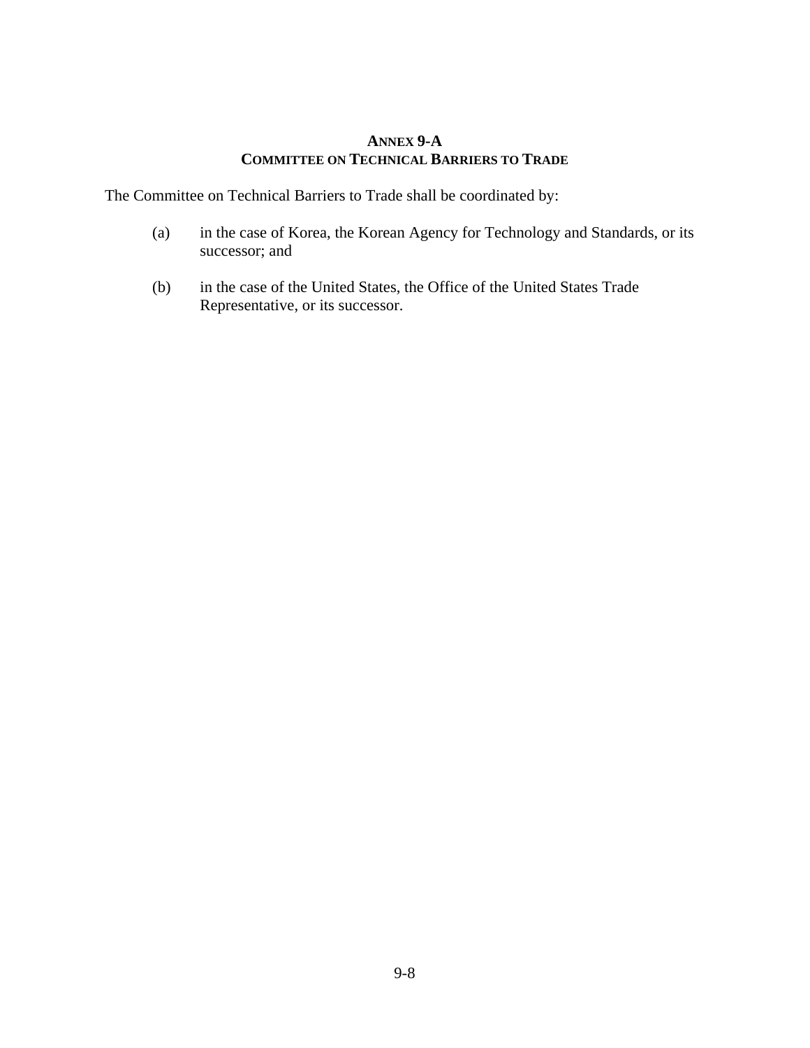## ANNEX 9-A
## COMMITTEE ON TECHNICAL BARRIERS TO TRADE

The Committee on Technical Barriers to Trade shall be coordinated by:

(a) in the case of Korea, the Korean Agency for Technology and Standards, or its successor; and

(b) in the case of the United States, the Office of the United States Trade Representative, or its successor.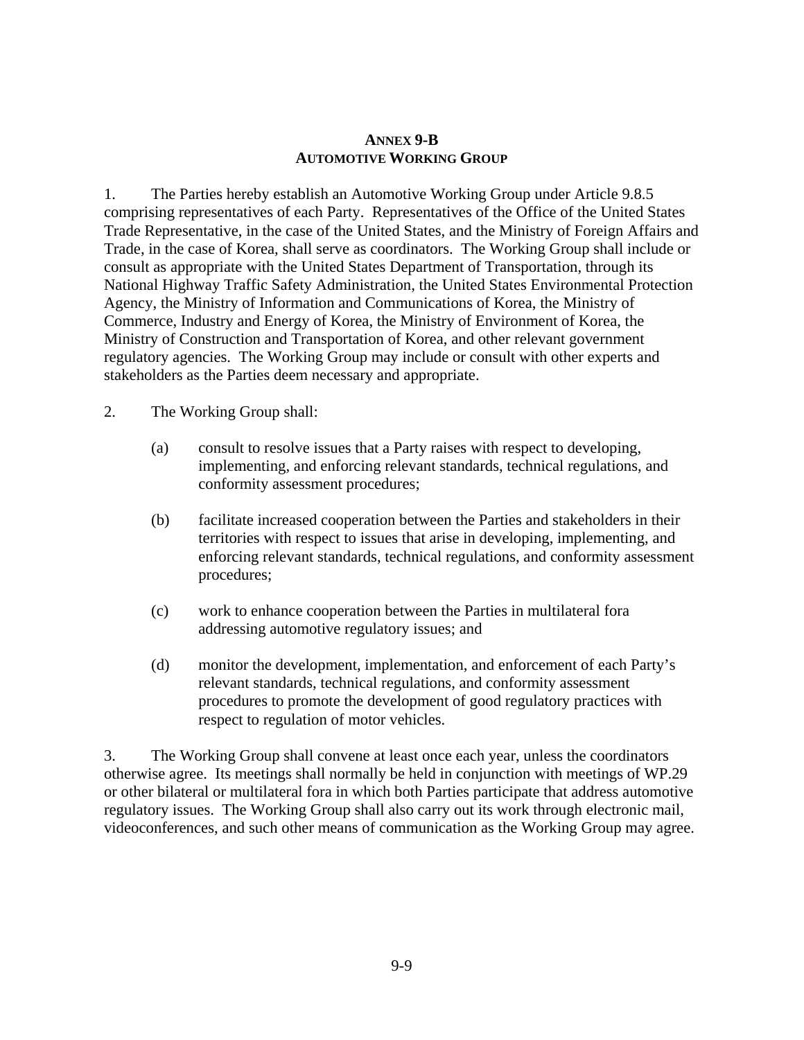## ANNEX 9-B
## AUTOMOTIVE WORKING GROUP

1. The Parties hereby establish an Automotive Working Group under Article 9.8.5 comprising representatives of each Party. Representatives of the Office of the United States Trade Representative, in the case of the United States, and the Ministry of Foreign Affairs and Trade, in the case of Korea, shall serve as coordinators. The Working Group shall include or consult as appropriate with the United States Department of Transportation, through its National Highway Traffic Safety Administration, the United States Environmental Protection Agency, the Ministry of Information and Communications of Korea, the Ministry of Commerce, Industry and Energy of Korea, the Ministry of Environment of Korea, the Ministry of Construction and Transportation of Korea, and other relevant government regulatory agencies. The Working Group may include or consult with other experts and stakeholders as the Parties deem necessary and appropriate.

2. The Working Group shall:

   (a) consult to resolve issues that a Party raises with respect to developing, implementing, and enforcing relevant standards, technical regulations, and conformity assessment procedures;

   (b) facilitate increased cooperation between the Parties and stakeholders in their territories with respect to issues that arise in developing, implementing, and enforcing relevant standards, technical regulations, and conformity assessment procedures;

   (c) work to enhance cooperation between the Parties in multilateral fora addressing automotive regulatory issues; and

   (d) monitor the development, implementation, and enforcement of each Party's relevant standards, technical regulations, and conformity assessment procedures to promote the development of good regulatory practices with respect to regulation of motor vehicles.

3. The Working Group shall convene at least once each year, unless the coordinators otherwise agree. Its meetings shall normally be held in conjunction with meetings of WP.29 or other bilateral or multilateral fora in which both Parties participate that address automotive regulatory issues. The Working Group shall also carry out its work through electronic mail, videoconferences, and such other means of communication as the Working Group may agree.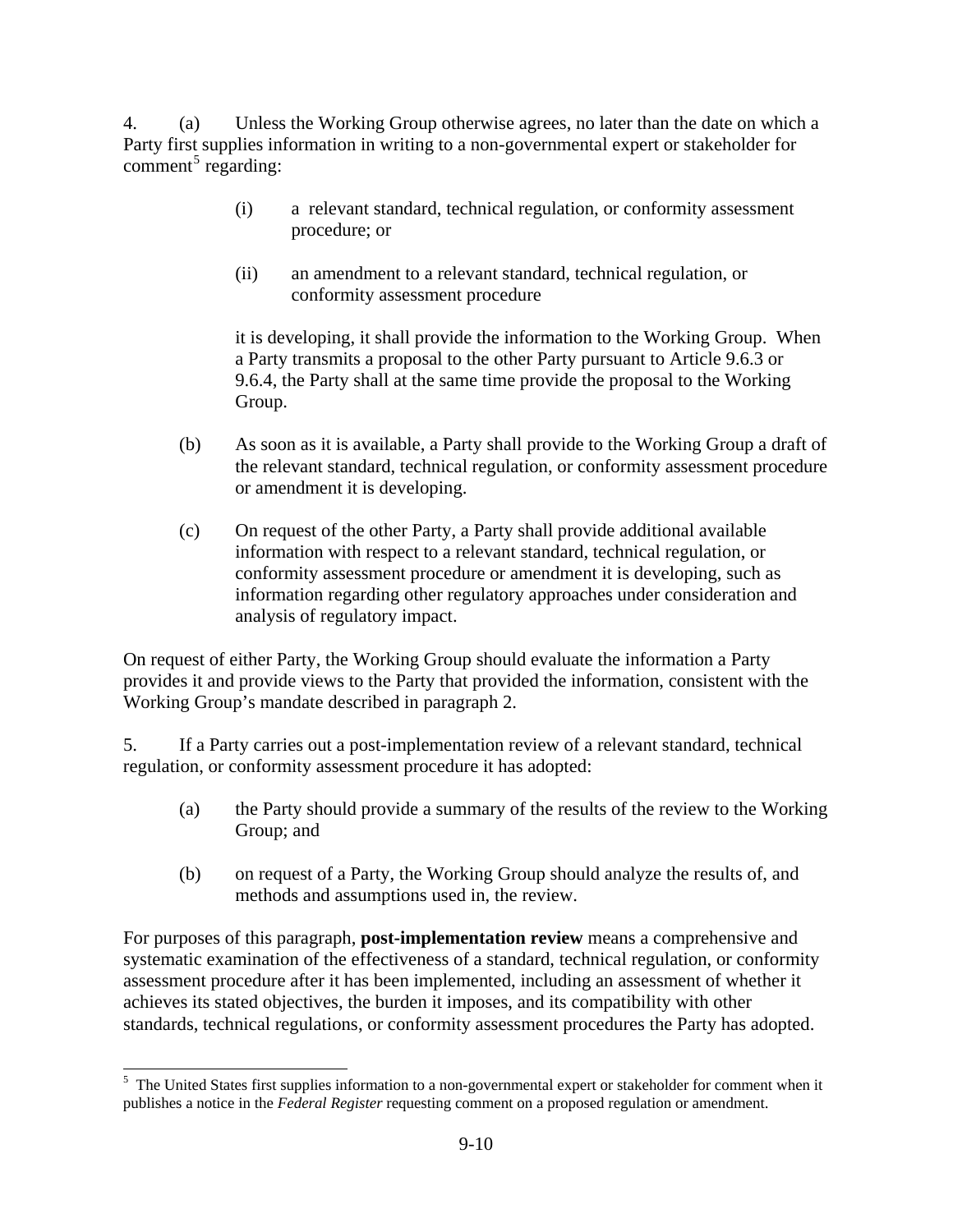4. (a) Unless the Working Group otherwise agrees, no later than the date on which a Party first supplies information in writing to a non-governmental expert or stakeholder for comment[5] regarding:

   (i) a relevant standard, technical regulation, or conformity assessment procedure; or

   (ii) an amendment to a relevant standard, technical regulation, or conformity assessment procedure

   it is developing, it shall provide the information to the Working Group. When a Party transmits a proposal to the other Party pursuant to Article 9.6.3 or 9.6.4, the Party shall at the same time provide the proposal to the Working Group.

   (b) As soon as it is available, a Party shall provide to the Working Group a draft of the relevant standard, technical regulation, or conformity assessment procedure or amendment it is developing.

   (c) On request of the other Party, a Party shall provide additional available information with respect to a relevant standard, technical regulation, or conformity assessment procedure or amendment it is developing, such as information regarding other regulatory approaches under consideration and analysis of regulatory impact.

On request of either Party, the Working Group should evaluate the information a Party provides it and provide views to the Party that provided the information, consistent with the Working Group's mandate described in paragraph 2.

5. If a Party carries out a post-implementation review of a relevant standard, technical regulation, or conformity assessment procedure it has adopted:

   (a) the Party should provide a summary of the results of the review to the Working Group; and

   (b) on request of a Party, the Working Group should analyze the results of, and methods and assumptions used in, the review.

For purposes of this paragraph, **post-implementation review** means a comprehensive and systematic examination of the effectiveness of a standard, technical regulation, or conformity assessment procedure after it has been implemented, including an assessment of whether it achieves its stated objectives, the burden it imposes, and its compatibility with other standards, technical regulations, or conformity assessment procedures the Party has adopted.

---

[5] The United States first supplies information to a non-governmental expert or stakeholder for comment when it publishes a notice in the *Federal Register* requesting comment on a proposed regulation or amendment.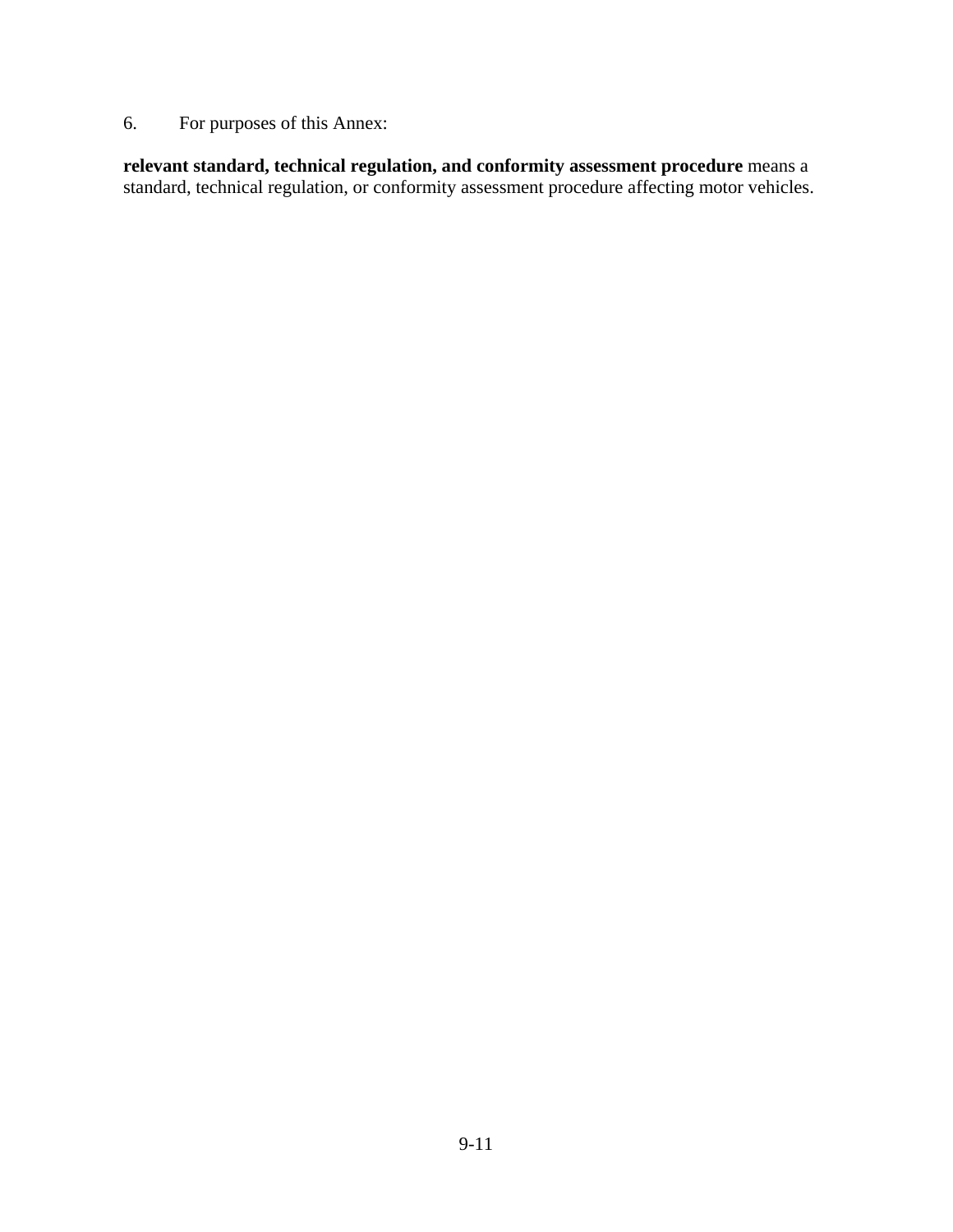6. For purposes of this Annex:

**relevant standard, technical regulation, and conformity assessment procedure** means a standard, technical regulation, or conformity assessment procedure affecting motor vehicles.